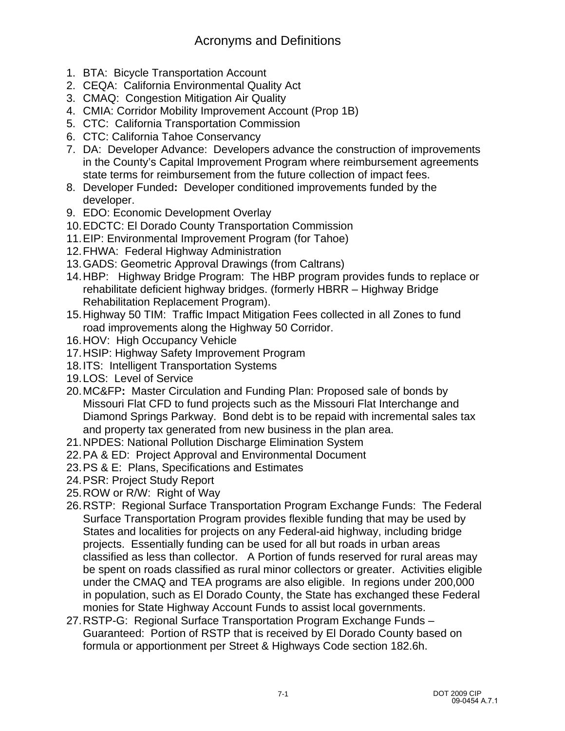# Acronyms and Definitions

1. BTA: Bicycle Transportation Account
2. CEQA: California Environmental Quality Act
3. CMAQ: Congestion Mitigation Air Quality
4. CMIA: Corridor Mobility Improvement Account (Prop 1B)
5. CTC: California Transportation Commission
6. CTC: California Tahoe Conservancy
7. DA: Developer Advance: Developers advance the construction of improvements in the County's Capital Improvement Program where reimbursement agreements state terms for reimbursement from the future collection of impact fees.
8. Developer Funded**:** Developer conditioned improvements funded by the developer.
9. EDO: Economic Development Overlay
10. EDCTC: El Dorado County Transportation Commission
11. EIP: Environmental Improvement Program (for Tahoe)
12. FHWA: Federal Highway Administration
13. GADS: Geometric Approval Drawings (from Caltrans)
14. HBP: Highway Bridge Program: The HBP program provides funds to replace or rehabilitate deficient highway bridges. (formerly HBRR – Highway Bridge Rehabilitation Replacement Program).
15. Highway 50 TIM: Traffic Impact Mitigation Fees collected in all Zones to fund road improvements along the Highway 50 Corridor.
16. HOV: High Occupancy Vehicle
17. HSIP: Highway Safety Improvement Program
18. ITS: Intelligent Transportation Systems
19. LOS: Level of Service
20. MC&FP**:** Master Circulation and Funding Plan: Proposed sale of bonds by Missouri Flat CFD to fund projects such as the Missouri Flat Interchange and Diamond Springs Parkway. Bond debt is to be repaid with incremental sales tax and property tax generated from new business in the plan area.
21. NPDES: National Pollution Discharge Elimination System
22. PA & ED: Project Approval and Environmental Document
23. PS & E: Plans, Specifications and Estimates
24. PSR: Project Study Report
25. ROW or R/W: Right of Way
26. RSTP: Regional Surface Transportation Program Exchange Funds: The Federal Surface Transportation Program provides flexible funding that may be used by States and localities for projects on any Federal-aid highway, including bridge projects. Essentially funding can be used for all but roads in urban areas classified as less than collector. A Portion of funds reserved for rural areas may be spent on roads classified as rural minor collectors or greater. Activities eligible under the CMAQ and TEA programs are also eligible. In regions under 200,000 in population, such as El Dorado County, the State has exchanged these Federal monies for State Highway Account Funds to assist local governments.
27. RSTP-G: Regional Surface Transportation Program Exchange Funds – Guaranteed: Portion of RSTP that is received by El Dorado County based on formula or apportionment per Street & Highways Code section 182.6h.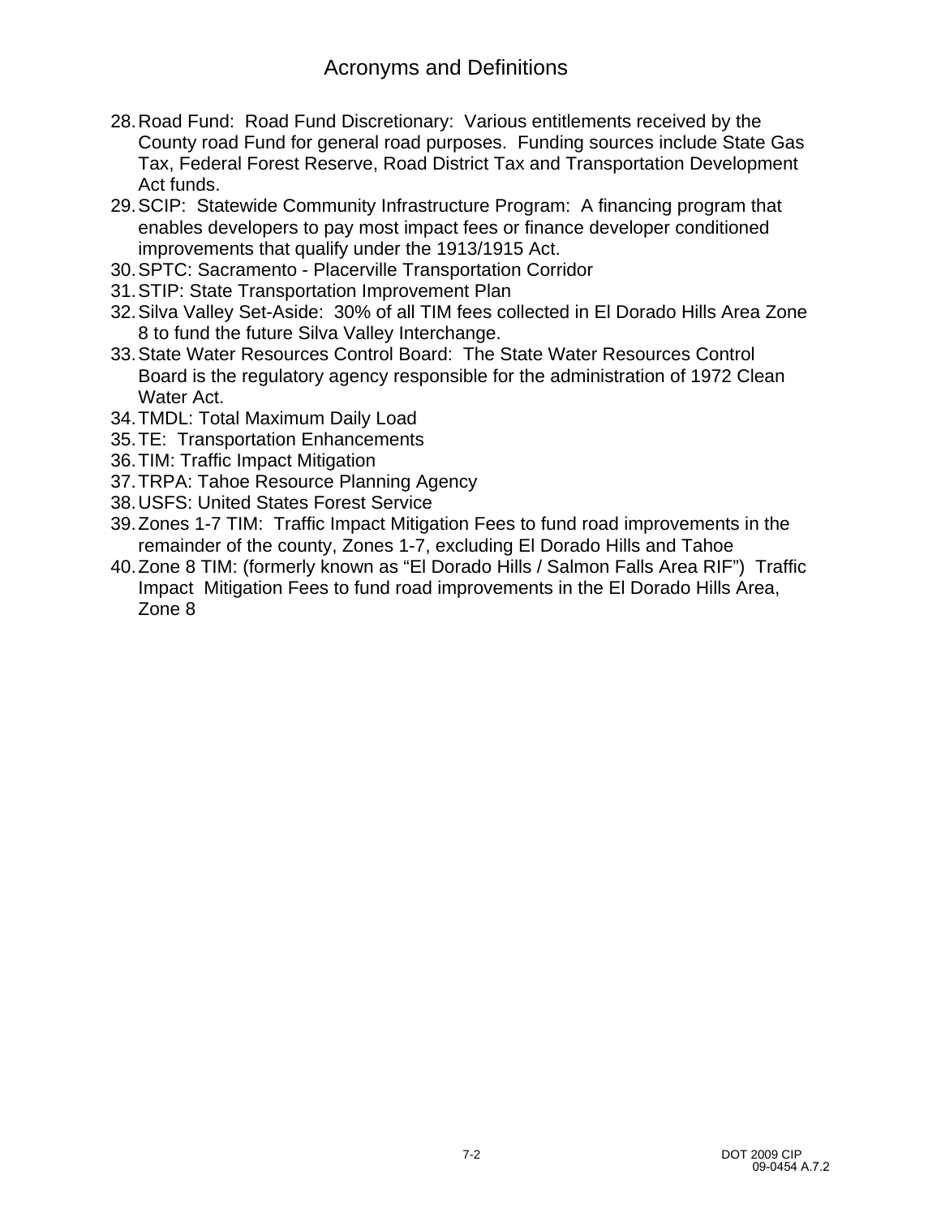# Acronyms and Definitions

28. Road Fund: Road Fund Discretionary: Various entitlements received by the County road Fund for general road purposes. Funding sources include State Gas Tax, Federal Forest Reserve, Road District Tax and Transportation Development Act funds.
29. SCIP: Statewide Community Infrastructure Program: A financing program that enables developers to pay most impact fees or finance developer conditioned improvements that qualify under the 1913/1915 Act.
30. SPTC: Sacramento - Placerville Transportation Corridor
31. STIP: State Transportation Improvement Plan
32. Silva Valley Set-Aside: 30% of all TIM fees collected in El Dorado Hills Area Zone 8 to fund the future Silva Valley Interchange.
33. State Water Resources Control Board: The State Water Resources Control Board is the regulatory agency responsible for the administration of 1972 Clean Water Act.
34. TMDL: Total Maximum Daily Load
35. TE: Transportation Enhancements
36. TIM: Traffic Impact Mitigation
37. TRPA: Tahoe Resource Planning Agency
38. USFS: United States Forest Service
39. Zones 1-7 TIM: Traffic Impact Mitigation Fees to fund road improvements in the remainder of the county, Zones 1-7, excluding El Dorado Hills and Tahoe
40. Zone 8 TIM: (formerly known as "El Dorado Hills / Salmon Falls Area RIF") Traffic Impact Mitigation Fees to fund road improvements in the El Dorado Hills Area, Zone 8